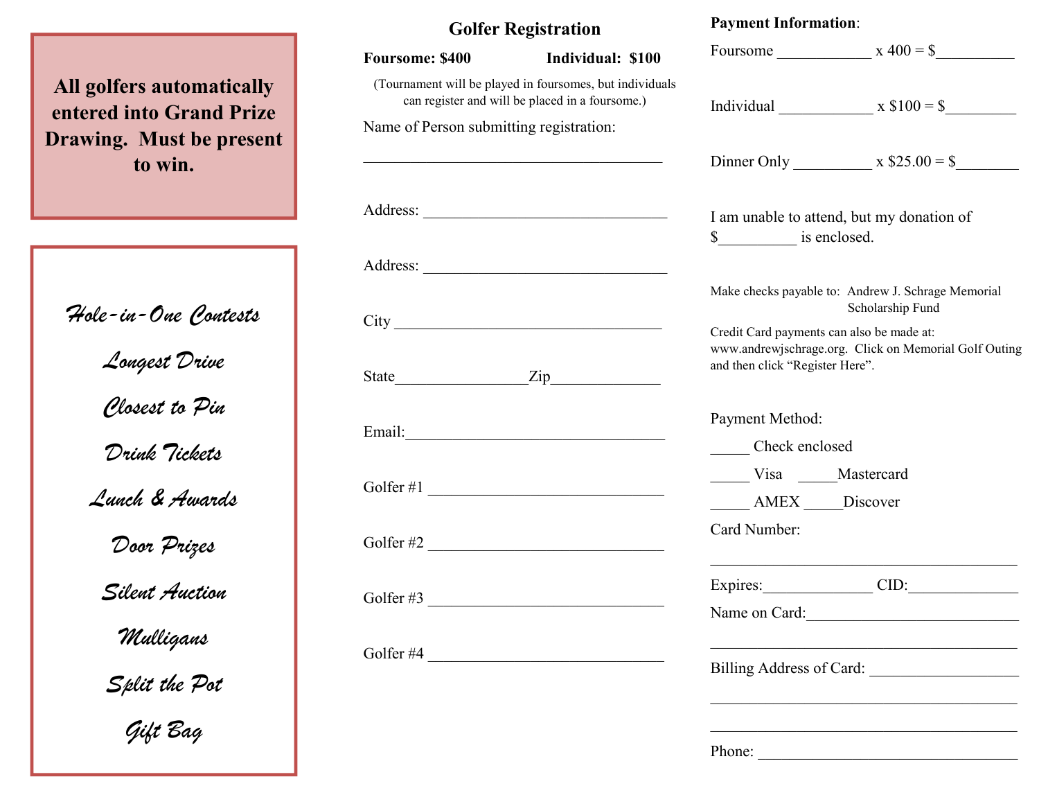**All golfers automatically entered into Grand Prize Drawing. Must be present to win.**

*Hole-in-One Contests*

*Longest Drive*

*Closest to Pin*

*Drink Tickets*

*Lunch & Awards*

*Door Prizes*

*Silent Auction*

*Mulligans*

*Split the Pot*

*Gift Bag*

## Golfer Registration

**Foursome: $400** **Individual: $100**

(Tournament will be played in foursomes, but individuals can register and will be placed in a foursome.)

Name of Person submitting registration:

_______________________________________

Address: ______________________________

Address: ______________________________

City _________________________________

State________________Zip_____________

Email:_________________________________

Golfer #1 _____________________________

Golfer #2 _____________________________

Golfer #3 _____________________________

Golfer #4 _____________________________

**Payment Information**:

Foursome ____________ x 400 = $__________

Individual ____________ x $100 = $_________

Dinner Only __________ x $25.00 = $________

I am unable to attend, but my donation of $__________ is enclosed.

Make checks payable to: Andrew J. Schrage Memorial Scholarship Fund

Credit Card payments can also be made at: www.andrewjschrage.org. Click on Memorial Golf Outing and then click "Register Here".

Payment Method:

_____ Check enclosed

_____ Visa _____Mastercard

_____ AMEX _____Discover

Card Number:

________________________________________

Expires:______________ CID:______________

Name on Card:___________________________

________________________________________

Billing Address of Card: ___________________

________________________________________

________________________________________

Phone: __________________________________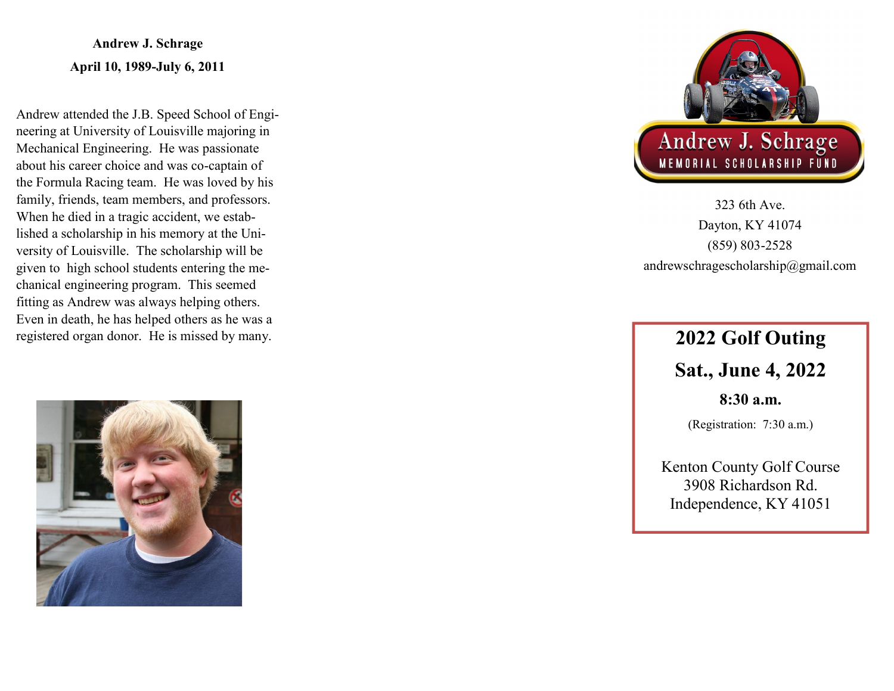**Andrew J. Schrage**

**April 10, 1989-July 6, 2011**

Andrew attended the J.B. Speed School of Engineering at University of Louisville majoring in Mechanical Engineering. He was passionate about his career choice and was co-captain of the Formula Racing team. He was loved by his family, friends, team members, and professors. When he died in a tragic accident, we established a scholarship in his memory at the University of Louisville. The scholarship will be given to high school students entering the mechanical engineering program. This seemed fitting as Andrew was always helping others. Even in death, he has helped others as he was a registered organ donor. He is missed by many.

Andrew J. Schrage
MEMORIAL SCHOLARSHIP FUND

323 6th Ave.
Dayton, KY 41074
(859) 803-2528
andrewschragescholarship@gmail.com

## 2022 Golf Outing

## Sat., June 4, 2022

**8:30 a.m.**

(Registration: 7:30 a.m.)

Kenton County Golf Course
3908 Richardson Rd.
Independence, KY 41051